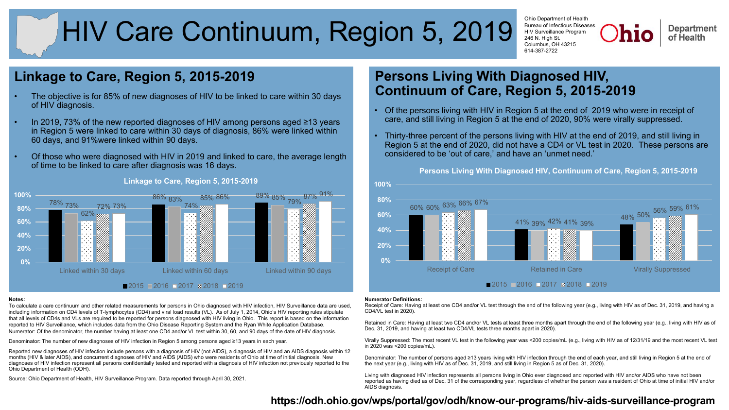# HIV Care Continuum, Region 5, 2019

Ohio Department of Health
Bureau of Infectious Diseases
HIV Surveillance Program
246 N. High St.
Columbus, OH 43215
614-387-2722

## Linkage to Care, Region 5, 2015-2019

- The objective is for 85% of new diagnoses of HIV to be linked to care within 30 days of HIV diagnosis.
- In 2019, 73% of the new reported diagnoses of HIV among persons aged ≥13 years in Region 5 were linked to care within 30 days of diagnosis, 86% were linked within 60 days, and 91%were linked within 90 days.
- Of those who were diagnosed with HIV in 2019 and linked to care, the average length of time to be linked to care after diagnosis was 16 days.

**Linkage to Care, Region 5, 2015-2019**

| | 2015 | 2016 | 2017 | 2018 | 2019 |
|---|---|---|---|---|---|
| Linked within 30 days | 78% | 73% | 62% | 72% | 73% |
| Linked within 60 days | 86% | 83% | 74% | 85% | 86% |
| Linked within 90 days | 89% | 85% | 79% | 87% | 91% |

## Persons Living With Diagnosed HIV, Continuum of Care, Region 5, 2015-2019

- Of the persons living with HIV in Region 5 at the end of 2019 who were in receipt of care, and still living in Region 5 at the end of 2020, 90% were virally suppressed.
- Thirty-three percent of the persons living with HIV at the end of 2019, and still living in Region 5 at the end of 2020, did not have a CD4 or VL test in 2020. These persons are considered to be 'out of care,' and have an 'unmet need.'

**Persons Living With Diagnosed HIV, Continuum of Care, Region 5, 2015-2019**

| | 2015 | 2016 | 2017 | 2018 | 2019 |
|---|---|---|---|---|---|
| Receipt of Care | 60% | 60% | 63% | 66% | 67% |
| Retained in Care | 41% | 39% | 42% | 41% | 39% |
| Virally Suppressed | 48% | 50% | 56% | 59% | 61% |

**Notes:**

To calculate a care continuum and other related measurements for persons in Ohio diagnosed with HIV infection, HIV Surveillance data are used, including information on CD4 levels of T-lymphocytes (CD4) and viral load results (VL). As of July 1, 2014, Ohio's HIV reporting rules stipulate that all levels of CD4s and VLs are required to be reported for persons diagnosed with HIV living in Ohio. This report is based on the information reported to HIV Surveillance, which includes data from the Ohio Disease Reporting System and the Ryan White Application Database.
Numerator: Of the denominator, the number having at least one CD4 and/or VL test within 30, 60, and 90 days of the date of HIV diagnosis.

Denominator: The number of new diagnoses of HIV infection in Region 5 among persons aged ≥13 years in each year.

Reported new diagnoses of HIV infection include persons with a diagnosis of HIV (not AIDS), a diagnosis of HIV and an AIDS diagnosis within 12 months (HIV & later AIDS), and concurrent diagnoses of HIV and AIDS (AIDS) who were residents of Ohio at time of initial diagnosis. New diagnoses of HIV infection represent all persons confidentially tested and reported with a diagnosis of HIV infection not previously reported to the Ohio Department of Health (ODH).

Source: Ohio Department of Health, HIV Surveillance Program. Data reported through April 30, 2021.

**Numerator Definitions:**

Receipt of Care: Having at least one CD4 and/or VL test through the end of the following year (e.g., living with HIV as of Dec. 31, 2019, and having a CD4/VL test in 2020).

Retained in Care: Having at least two CD4 and/or VL tests at least three months apart through the end of the following year (e.g., living with HIV as of Dec. 31, 2019, and having at least two CD4/VL tests three months apart in 2020).

Virally Suppressed: The most recent VL test in the following year was <200 copies/mL (e.g., living with HIV as of 12/31/19 and the most recent VL test in 2020 was <200 copies/mL).

Denominator: The number of persons aged ≥13 years living with HIV infection through the end of each year, and still living in Region 5 at the end of the next year (e.g., living with HIV as of Dec. 31, 2019, and still living in Region 5 as of Dec. 31, 2020).

Living with diagnosed HIV infection represents all persons living in Ohio ever diagnosed and reported with HIV and/or AIDS who have not been reported as having died as of Dec. 31 of the corresponding year, regardless of whether the person was a resident of Ohio at time of initial HIV and/or AIDS diagnosis.

**https://odh.ohio.gov/wps/portal/gov/odh/know-our-programs/hiv-aids-surveillance-program**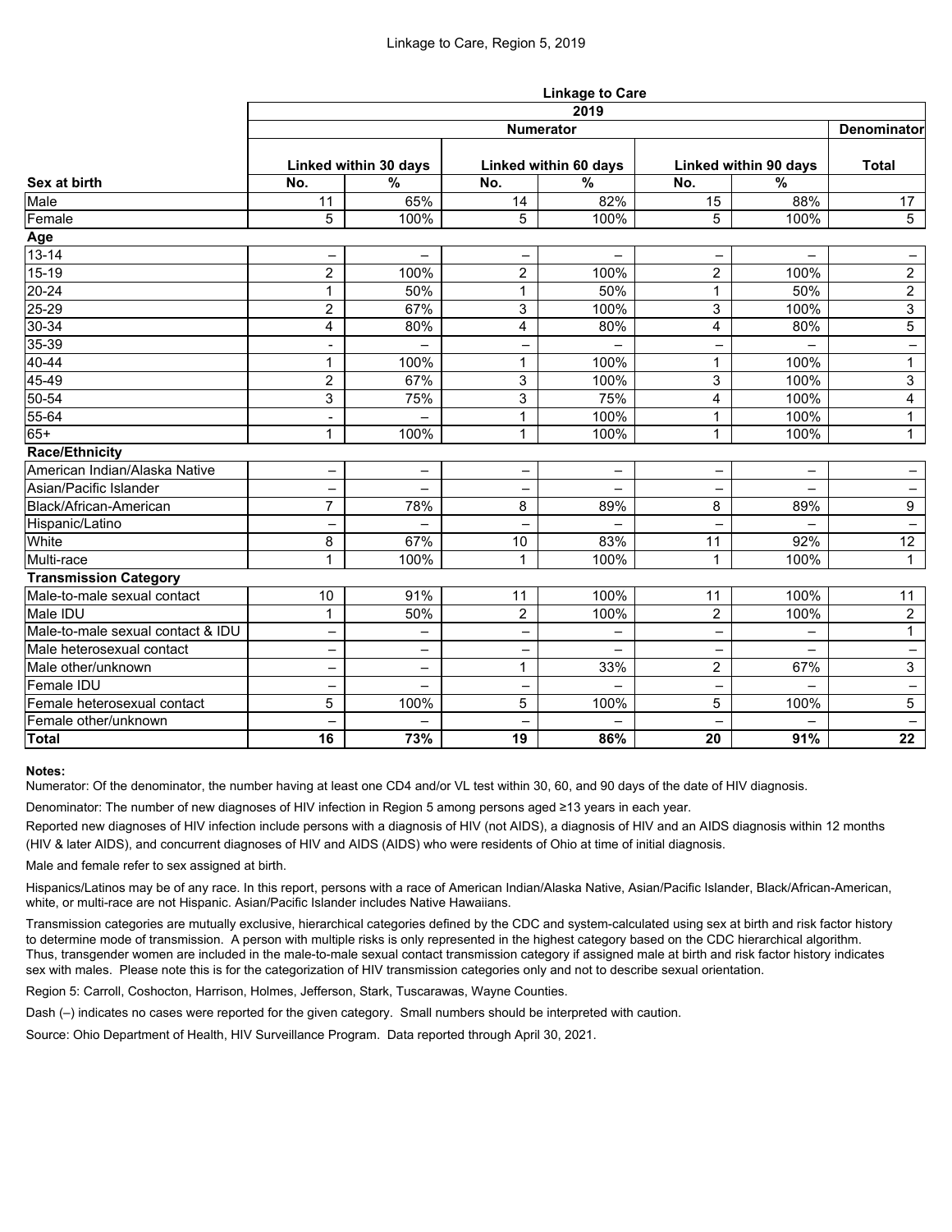Linkage to Care, Region 5, 2019

| | Linkage to Care | | | | | | |
|---|---|---|---|---|---|---|---|
| | 2019 | | | | | | |
| | Numerator | | | | | | Denominator |
| | Linked within 30 days | | Linked within 60 days | | Linked within 90 days | | Total |
| **Sex at birth** | No. | % | No. | % | No. | % | |
| Male | 11 | 65% | 14 | 82% | 15 | 88% | 17 |
| Female | 5 | 100% | 5 | 100% | 5 | 100% | 5 |
| **Age** | | | | | | | |
| 13-14 | – | – | – | – | – | – | – |
| 15-19 | 2 | 100% | 2 | 100% | 2 | 100% | 2 |
| 20-24 | 1 | 50% | 1 | 50% | 1 | 50% | 2 |
| 25-29 | 2 | 67% | 3 | 100% | 3 | 100% | 3 |
| 30-34 | 4 | 80% | 4 | 80% | 4 | 80% | 5 |
| 35-39 | - | – | – | – | – | – | – |
| 40-44 | 1 | 100% | 1 | 100% | 1 | 100% | 1 |
| 45-49 | 2 | 67% | 3 | 100% | 3 | 100% | 3 |
| 50-54 | 3 | 75% | 3 | 75% | 4 | 100% | 4 |
| 55-64 | - | – | 1 | 100% | 1 | 100% | 1 |
| 65+ | 1 | 100% | 1 | 100% | 1 | 100% | 1 |
| **Race/Ethnicity** | | | | | | | |
| American Indian/Alaska Native | – | – | – | – | – | – | – |
| Asian/Pacific Islander | – | – | – | – | – | – | – |
| Black/African-American | 7 | 78% | 8 | 89% | 8 | 89% | 9 |
| Hispanic/Latino | – | – | – | – | – | – | – |
| White | 8 | 67% | 10 | 83% | 11 | 92% | 12 |
| Multi-race | 1 | 100% | 1 | 100% | 1 | 100% | 1 |
| **Transmission Category** | | | | | | | |
| Male-to-male sexual contact | 10 | 91% | 11 | 100% | 11 | 100% | 11 |
| Male IDU | 1 | 50% | 2 | 100% | 2 | 100% | 2 |
| Male-to-male sexual contact & IDU | – | – | – | – | – | – | 1 |
| Male heterosexual contact | – | – | – | – | – | – | – |
| Male other/unknown | – | – | 1 | 33% | 2 | 67% | 3 |
| Female IDU | – | – | – | – | – | – | – |
| Female heterosexual contact | 5 | 100% | 5 | 100% | 5 | 100% | 5 |
| Female other/unknown | – | – | – | – | – | – | – |
| **Total** | **16** | **73%** | **19** | **86%** | **20** | **91%** | **22** |

**Notes:**

Numerator: Of the denominator, the number having at least one CD4 and/or VL test within 30, 60, and 90 days of the date of HIV diagnosis.

Denominator: The number of new diagnoses of HIV infection in Region 5 among persons aged ≥13 years in each year.

Reported new diagnoses of HIV infection include persons with a diagnosis of HIV (not AIDS), a diagnosis of HIV and an AIDS diagnosis within 12 months (HIV & later AIDS), and concurrent diagnoses of HIV and AIDS (AIDS) who were residents of Ohio at time of initial diagnosis.

Male and female refer to sex assigned at birth.

Hispanics/Latinos may be of any race. In this report, persons with a race of American Indian/Alaska Native, Asian/Pacific Islander, Black/African-American, white, or multi-race are not Hispanic. Asian/Pacific Islander includes Native Hawaiians.

Transmission categories are mutually exclusive, hierarchical categories defined by the CDC and system-calculated using sex at birth and risk factor history to determine mode of transmission. A person with multiple risks is only represented in the highest category based on the CDC hierarchical algorithm. Thus, transgender women are included in the male-to-male sexual contact transmission category if assigned male at birth and risk factor history indicates sex with males. Please note this is for the categorization of HIV transmission categories only and not to describe sexual orientation.

Region 5: Carroll, Coshocton, Harrison, Holmes, Jefferson, Stark, Tuscarawas, Wayne Counties.

Dash (–) indicates no cases were reported for the given category. Small numbers should be interpreted with caution.

Source: Ohio Department of Health, HIV Surveillance Program. Data reported through April 30, 2021.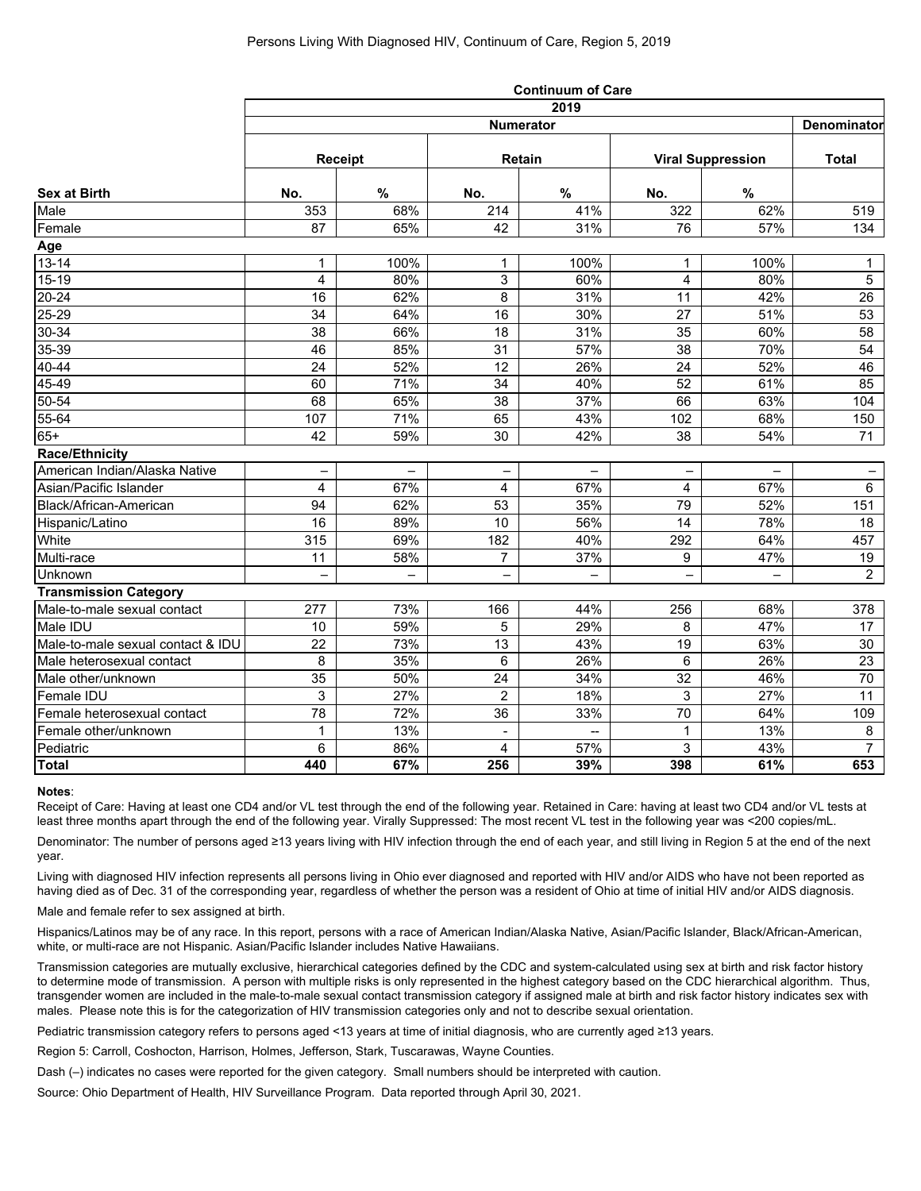Persons Living With Diagnosed HIV, Continuum of Care, Region 5, 2019

| | Continuum of Care | | | | | | |
|---|---|---|---|---|---|---|---|
| | 2019 | | | | | | |
| | Numerator | | | | | | Denominator |
| | Receipt | | Retain | | Viral Suppression | | Total |
| **Sex at Birth** | No. | % | No. | % | No. | % | |
| Male | 353 | 68% | 214 | 41% | 322 | 62% | 519 |
| Female | 87 | 65% | 42 | 31% | 76 | 57% | 134 |
| **Age** | | | | | | | |
| 13-14 | 1 | 100% | 1 | 100% | 1 | 100% | 1 |
| 15-19 | 4 | 80% | 3 | 60% | 4 | 80% | 5 |
| 20-24 | 16 | 62% | 8 | 31% | 11 | 42% | 26 |
| 25-29 | 34 | 64% | 16 | 30% | 27 | 51% | 53 |
| 30-34 | 38 | 66% | 18 | 31% | 35 | 60% | 58 |
| 35-39 | 46 | 85% | 31 | 57% | 38 | 70% | 54 |
| 40-44 | 24 | 52% | 12 | 26% | 24 | 52% | 46 |
| 45-49 | 60 | 71% | 34 | 40% | 52 | 61% | 85 |
| 50-54 | 68 | 65% | 38 | 37% | 66 | 63% | 104 |
| 55-64 | 107 | 71% | 65 | 43% | 102 | 68% | 150 |
| 65+ | 42 | 59% | 30 | 42% | 38 | 54% | 71 |
| **Race/Ethnicity** | | | | | | | |
| American Indian/Alaska Native | – | – | – | – | – | – | – |
| Asian/Pacific Islander | 4 | 67% | 4 | 67% | 4 | 67% | 6 |
| Black/African-American | 94 | 62% | 53 | 35% | 79 | 52% | 151 |
| Hispanic/Latino | 16 | 89% | 10 | 56% | 14 | 78% | 18 |
| White | 315 | 69% | 182 | 40% | 292 | 64% | 457 |
| Multi-race | 11 | 58% | 7 | 37% | 9 | 47% | 19 |
| Unknown | – | – | – | – | – | – | 2 |
| **Transmission Category** | | | | | | | |
| Male-to-male sexual contact | 277 | 73% | 166 | 44% | 256 | 68% | 378 |
| Male IDU | 10 | 59% | 5 | 29% | 8 | 47% | 17 |
| Male-to-male sexual contact & IDU | 22 | 73% | 13 | 43% | 19 | 63% | 30 |
| Male heterosexual contact | 8 | 35% | 6 | 26% | 6 | 26% | 23 |
| Male other/unknown | 35 | 50% | 24 | 34% | 32 | 46% | 70 |
| Female IDU | 3 | 27% | 2 | 18% | 3 | 27% | 11 |
| Female heterosexual contact | 78 | 72% | 36 | 33% | 70 | 64% | 109 |
| Female other/unknown | 1 | 13% | - | -- | 1 | 13% | 8 |
| Pediatric | 6 | 86% | 4 | 57% | 3 | 43% | 7 |
| **Total** | **440** | **67%** | **256** | **39%** | **398** | **61%** | **653** |

**Notes**:

Receipt of Care: Having at least one CD4 and/or VL test through the end of the following year. Retained in Care: having at least two CD4 and/or VL tests at least three months apart through the end of the following year. Virally Suppressed: The most recent VL test in the following year was <200 copies/mL.

Denominator: The number of persons aged ≥13 years living with HIV infection through the end of each year, and still living in Region 5 at the end of the next year.

Living with diagnosed HIV infection represents all persons living in Ohio ever diagnosed and reported with HIV and/or AIDS who have not been reported as having died as of Dec. 31 of the corresponding year, regardless of whether the person was a resident of Ohio at time of initial HIV and/or AIDS diagnosis.

Male and female refer to sex assigned at birth.

Hispanics/Latinos may be of any race. In this report, persons with a race of American Indian/Alaska Native, Asian/Pacific Islander, Black/African-American, white, or multi-race are not Hispanic. Asian/Pacific Islander includes Native Hawaiians.

Transmission categories are mutually exclusive, hierarchical categories defined by the CDC and system-calculated using sex at birth and risk factor history to determine mode of transmission. A person with multiple risks is only represented in the highest category based on the CDC hierarchical algorithm. Thus, transgender women are included in the male-to-male sexual contact transmission category if assigned male at birth and risk factor history indicates sex with males. Please note this is for the categorization of HIV transmission categories only and not to describe sexual orientation.

Pediatric transmission category refers to persons aged <13 years at time of initial diagnosis, who are currently aged ≥13 years.

Region 5: Carroll, Coshocton, Harrison, Holmes, Jefferson, Stark, Tuscarawas, Wayne Counties.

Dash (–) indicates no cases were reported for the given category. Small numbers should be interpreted with caution.

Source: Ohio Department of Health, HIV Surveillance Program. Data reported through April 30, 2021.